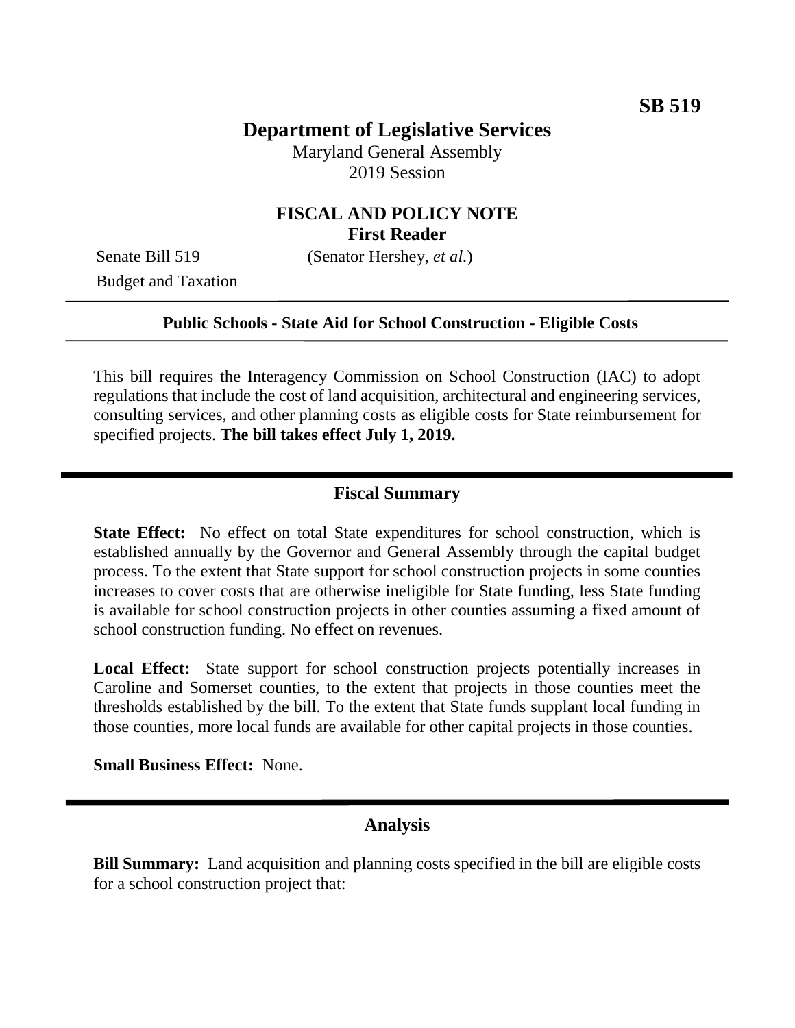**SB 519**

# Department of Legislative Services

Maryland General Assembly
2019 Session

## FISCAL AND POLICY NOTE
**First Reader**

Senate Bill 519 (Senator Hershey, *et al.*)
Budget and Taxation

---

**Public Schools - State Aid for School Construction - Eligible Costs**

---

This bill requires the Interagency Commission on School Construction (IAC) to adopt regulations that include the cost of land acquisition, architectural and engineering services, consulting services, and other planning costs as eligible costs for State reimbursement for specified projects. **The bill takes effect July 1, 2019.**

## Fiscal Summary

**State Effect:** No effect on total State expenditures for school construction, which is established annually by the Governor and General Assembly through the capital budget process. To the extent that State support for school construction projects in some counties increases to cover costs that are otherwise ineligible for State funding, less State funding is available for school construction projects in other counties assuming a fixed amount of school construction funding. No effect on revenues.

**Local Effect:** State support for school construction projects potentially increases in Caroline and Somerset counties, to the extent that projects in those counties meet the thresholds established by the bill. To the extent that State funds supplant local funding in those counties, more local funds are available for other capital projects in those counties.

**Small Business Effect:** None.

## Analysis

**Bill Summary:** Land acquisition and planning costs specified in the bill are eligible costs for a school construction project that: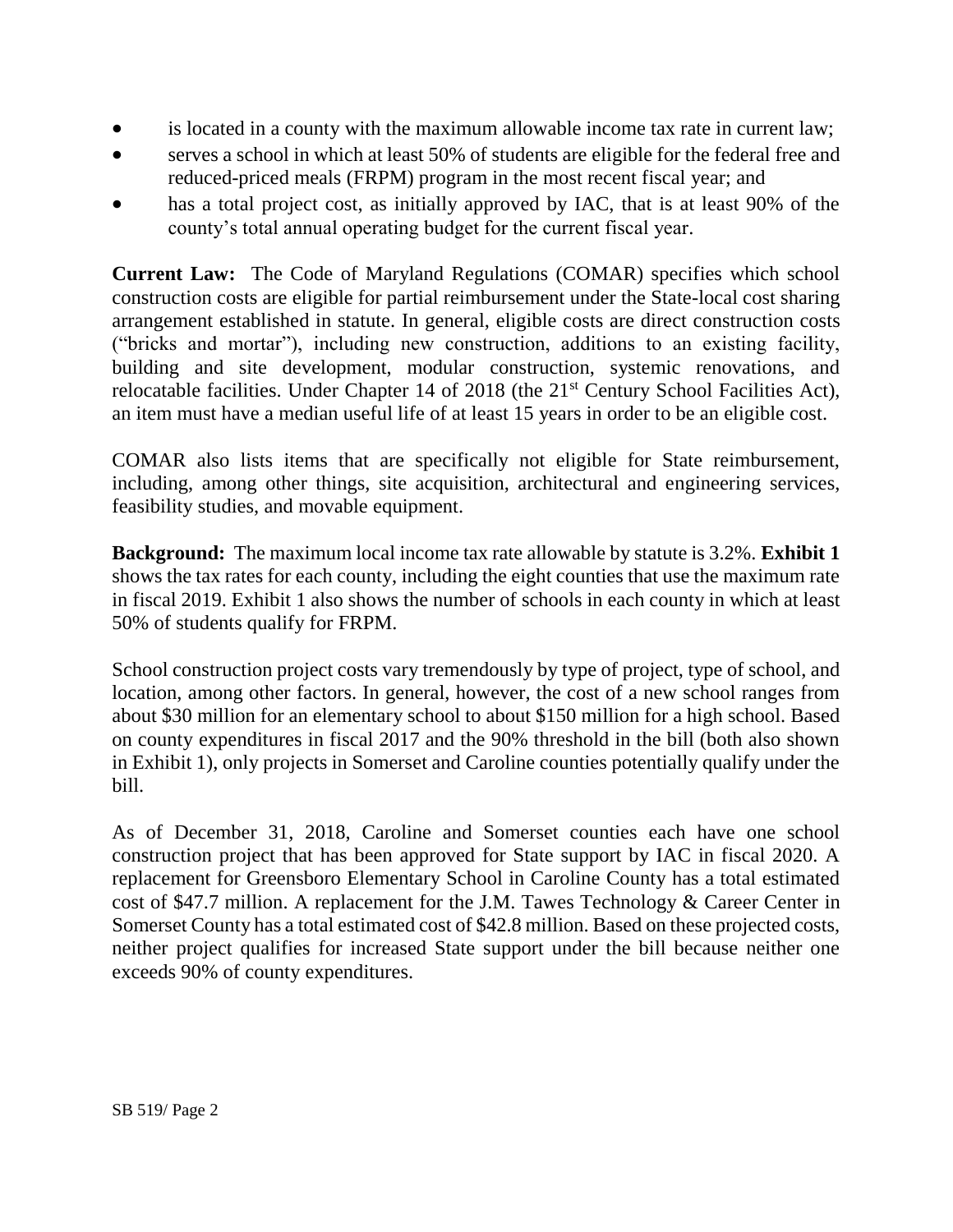- is located in a county with the maximum allowable income tax rate in current law;
- serves a school in which at least 50% of students are eligible for the federal free and reduced-priced meals (FRPM) program in the most recent fiscal year; and
- has a total project cost, as initially approved by IAC, that is at least 90% of the county's total annual operating budget for the current fiscal year.

**Current Law:** The Code of Maryland Regulations (COMAR) specifies which school construction costs are eligible for partial reimbursement under the State-local cost sharing arrangement established in statute. In general, eligible costs are direct construction costs ("bricks and mortar"), including new construction, additions to an existing facility, building and site development, modular construction, systemic renovations, and relocatable facilities. Under Chapter 14 of 2018 (the 21st Century School Facilities Act), an item must have a median useful life of at least 15 years in order to be an eligible cost.

COMAR also lists items that are specifically not eligible for State reimbursement, including, among other things, site acquisition, architectural and engineering services, feasibility studies, and movable equipment.

**Background:** The maximum local income tax rate allowable by statute is 3.2%. **Exhibit 1** shows the tax rates for each county, including the eight counties that use the maximum rate in fiscal 2019. Exhibit 1 also shows the number of schools in each county in which at least 50% of students qualify for FRPM.

School construction project costs vary tremendously by type of project, type of school, and location, among other factors. In general, however, the cost of a new school ranges from about $30 million for an elementary school to about $150 million for a high school. Based on county expenditures in fiscal 2017 and the 90% threshold in the bill (both also shown in Exhibit 1), only projects in Somerset and Caroline counties potentially qualify under the bill.

As of December 31, 2018, Caroline and Somerset counties each have one school construction project that has been approved for State support by IAC in fiscal 2020. A replacement for Greensboro Elementary School in Caroline County has a total estimated cost of $47.7 million. A replacement for the J.M. Tawes Technology & Career Center in Somerset County has a total estimated cost of $42.8 million. Based on these projected costs, neither project qualifies for increased State support under the bill because neither one exceeds 90% of county expenditures.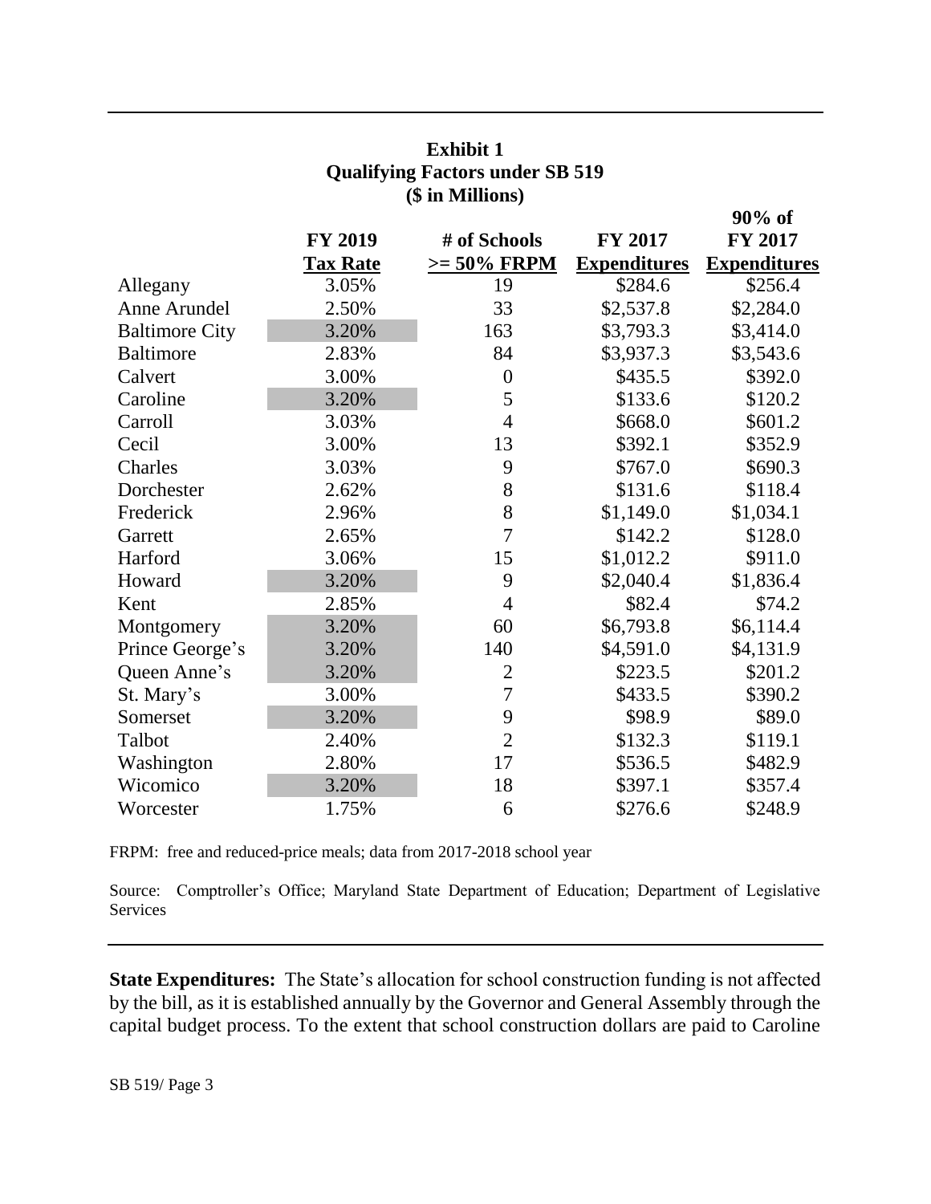**Exhibit 1**
**Qualifying Factors under SB 519**
**($ in Millions)**

| | FY 2019 Tax Rate | # of Schools >= 50% FRPM | FY 2017 Expenditures | 90% of FY 2017 Expenditures |
|---|---|---|---|---|
| Allegany | 3.05% | 19 | $284.6 | $256.4 |
| Anne Arundel | 2.50% | 33 | $2,537.8 | $2,284.0 |
| Baltimore City | 3.20% | 163 | $3,793.3 | $3,414.0 |
| Baltimore | 2.83% | 84 | $3,937.3 | $3,543.6 |
| Calvert | 3.00% | 0 | $435.5 | $392.0 |
| Caroline | 3.20% | 5 | $133.6 | $120.2 |
| Carroll | 3.03% | 4 | $668.0 | $601.2 |
| Cecil | 3.00% | 13 | $392.1 | $352.9 |
| Charles | 3.03% | 9 | $767.0 | $690.3 |
| Dorchester | 2.62% | 8 | $131.6 | $118.4 |
| Frederick | 2.96% | 8 | $1,149.0 | $1,034.1 |
| Garrett | 2.65% | 7 | $142.2 | $128.0 |
| Harford | 3.06% | 15 | $1,012.2 | $911.0 |
| Howard | 3.20% | 9 | $2,040.4 | $1,836.4 |
| Kent | 2.85% | 4 | $82.4 | $74.2 |
| Montgomery | 3.20% | 60 | $6,793.8 | $6,114.4 |
| Prince George's | 3.20% | 140 | $4,591.0 | $4,131.9 |
| Queen Anne's | 3.20% | 2 | $223.5 | $201.2 |
| St. Mary's | 3.00% | 7 | $433.5 | $390.2 |
| Somerset | 3.20% | 9 | $98.9 | $89.0 |
| Talbot | 2.40% | 2 | $132.3 | $119.1 |
| Washington | 2.80% | 17 | $536.5 | $482.9 |
| Wicomico | 3.20% | 18 | $397.1 | $357.4 |
| Worcester | 1.75% | 6 | $276.6 | $248.9 |

FRPM: free and reduced-price meals; data from 2017-2018 school year

Source: Comptroller's Office; Maryland State Department of Education; Department of Legislative Services

**State Expenditures:** The State's allocation for school construction funding is not affected by the bill, as it is established annually by the Governor and General Assembly through the capital budget process. To the extent that school construction dollars are paid to Caroline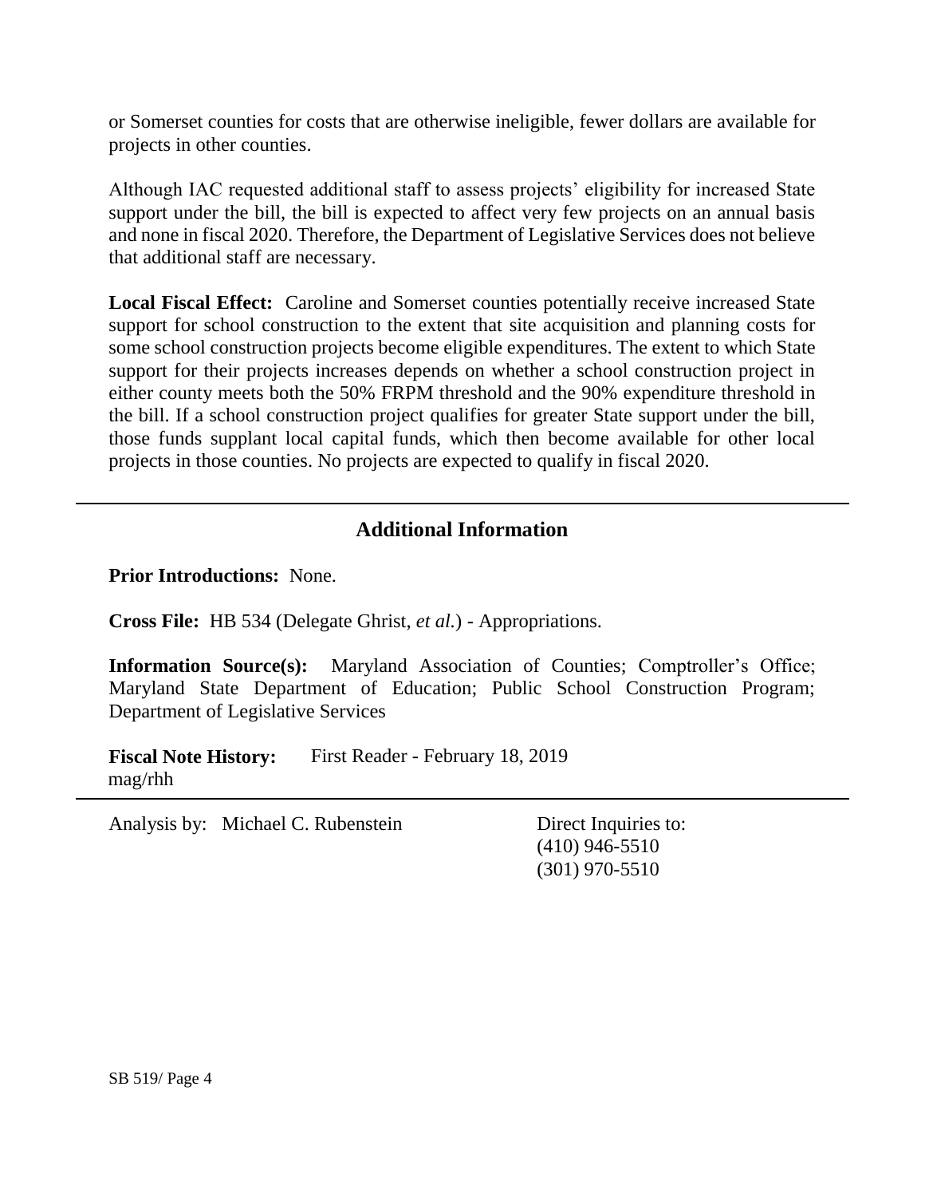or Somerset counties for costs that are otherwise ineligible, fewer dollars are available for projects in other counties.

Although IAC requested additional staff to assess projects' eligibility for increased State support under the bill, the bill is expected to affect very few projects on an annual basis and none in fiscal 2020. Therefore, the Department of Legislative Services does not believe that additional staff are necessary.

**Local Fiscal Effect:** Caroline and Somerset counties potentially receive increased State support for school construction to the extent that site acquisition and planning costs for some school construction projects become eligible expenditures. The extent to which State support for their projects increases depends on whether a school construction project in either county meets both the 50% FRPM threshold and the 90% expenditure threshold in the bill. If a school construction project qualifies for greater State support under the bill, those funds supplant local capital funds, which then become available for other local projects in those counties. No projects are expected to qualify in fiscal 2020.

---

## Additional Information

**Prior Introductions:** None.

**Cross File:** HB 534 (Delegate Ghrist, *et al.*) - Appropriations.

**Information Source(s):** Maryland Association of Counties; Comptroller's Office; Maryland State Department of Education; Public School Construction Program; Department of Legislative Services

**Fiscal Note History:** First Reader - February 18, 2019
mag/rhh

---

Analysis by: Michael C. Rubenstein

Direct Inquiries to:
(410) 946-5510
(301) 970-5510